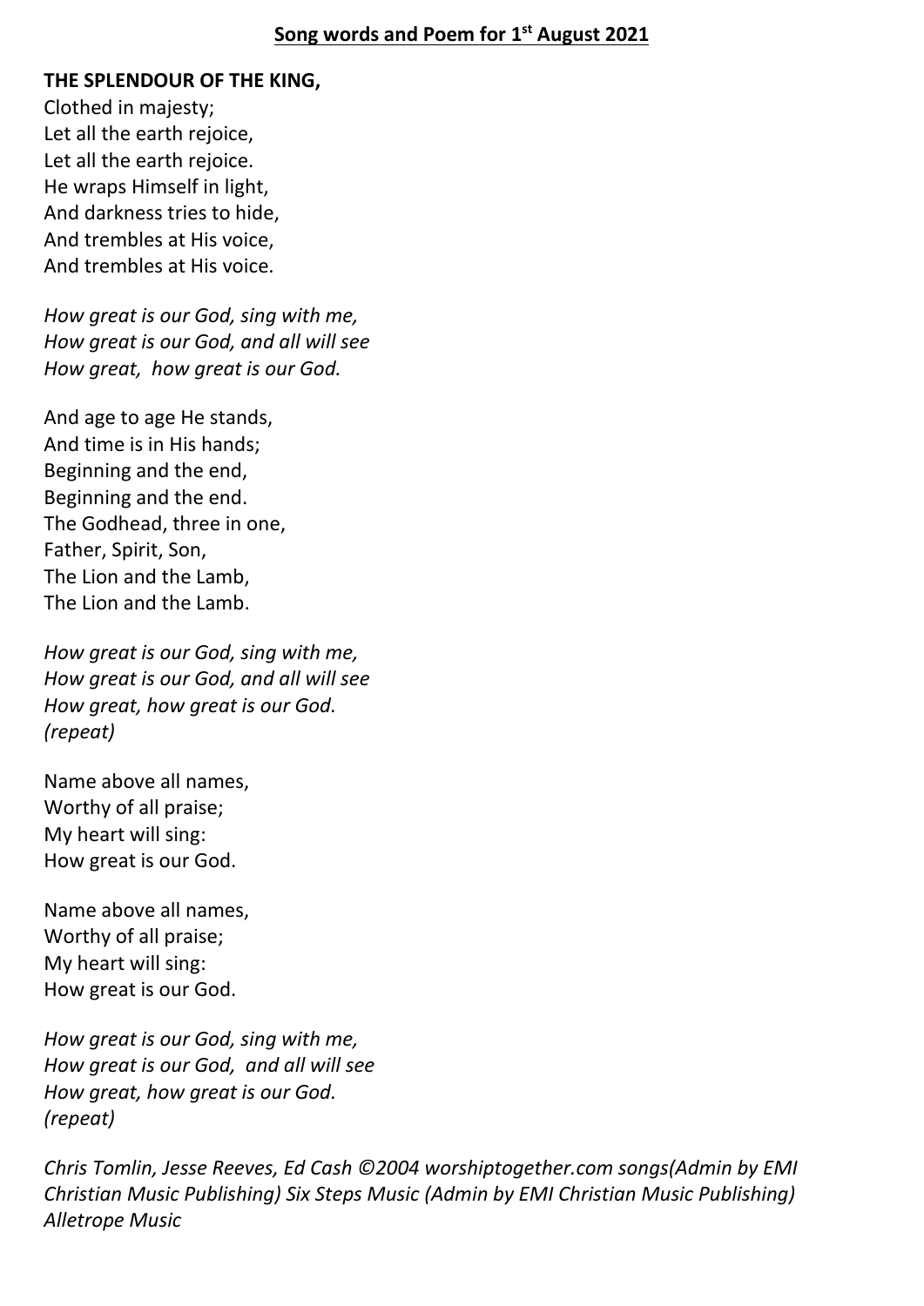## Song words and Poem for 1st August 2021

**THE SPLENDOUR OF THE KING,**
Clothed in majesty;
Let all the earth rejoice,
Let all the earth rejoice.
He wraps Himself in light,
And darkness tries to hide,
And trembles at His voice,
And trembles at His voice.

*How great is our God, sing with me,*
*How great is our God, and all will see*
*How great, how great is our God.*

And age to age He stands,
And time is in His hands;
Beginning and the end,
Beginning and the end.
The Godhead, three in one,
Father, Spirit, Son,
The Lion and the Lamb,
The Lion and the Lamb.

*How great is our God, sing with me,*
*How great is our God, and all will see*
*How great, how great is our God.*
*(repeat)*

Name above all names,
Worthy of all praise;
My heart will sing:
How great is our God.

Name above all names,
Worthy of all praise;
My heart will sing:
How great is our God.

*How great is our God, sing with me,*
*How great is our God, and all will see*
*How great, how great is our God.*
*(repeat)*

*Chris Tomlin, Jesse Reeves, Ed Cash ©2004 worshiptogether.com songs(Admin by EMI Christian Music Publishing) Six Steps Music (Admin by EMI Christian Music Publishing) Alletrope Music*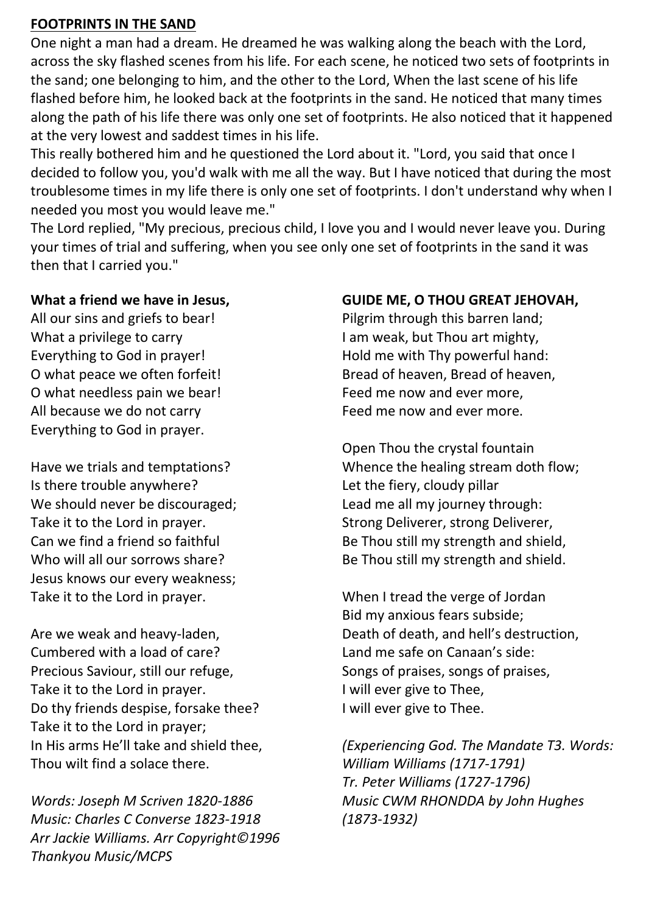**FOOTPRINTS IN THE SAND**

One night a man had a dream. He dreamed he was walking along the beach with the Lord, across the sky flashed scenes from his life. For each scene, he noticed two sets of footprints in the sand; one belonging to him, and the other to the Lord, When the last scene of his life flashed before him, he looked back at the footprints in the sand. He noticed that many times along the path of his life there was only one set of footprints. He also noticed that it happened at the very lowest and saddest times in his life.

This really bothered him and he questioned the Lord about it. "Lord, you said that once I decided to follow you, you'd walk with me all the way. But I have noticed that during the most troublesome times in my life there is only one set of footprints. I don't understand why when I needed you most you would leave me."

The Lord replied, "My precious, precious child, I love you and I would never leave you. During your times of trial and suffering, when you see only one set of footprints in the sand it was then that I carried you."

**What a friend we have in Jesus,**
All our sins and griefs to bear!
What a privilege to carry
Everything to God in prayer!
O what peace we often forfeit!
O what needless pain we bear!
All because we do not carry
Everything to God in prayer.

Have we trials and temptations?
Is there trouble anywhere?
We should never be discouraged;
Take it to the Lord in prayer.
Can we find a friend so faithful
Who will all our sorrows share?
Jesus knows our every weakness;
Take it to the Lord in prayer.

Are we weak and heavy-laden,
Cumbered with a load of care?
Precious Saviour, still our refuge,
Take it to the Lord in prayer.
Do thy friends despise, forsake thee?
Take it to the Lord in prayer;
In His arms He'll take and shield thee,
Thou wilt find a solace there.

*Words: Joseph M Scriven 1820-1886*
*Music: Charles C Converse 1823-1918*
*Arr Jackie Williams. Arr Copyright©1996 Thankyou Music/MCPS*

**GUIDE ME, O THOU GREAT JEHOVAH,**
Pilgrim through this barren land;
I am weak, but Thou art mighty,
Hold me with Thy powerful hand:
Bread of heaven, Bread of heaven,
Feed me now and ever more,
Feed me now and ever more.

Open Thou the crystal fountain
Whence the healing stream doth flow;
Let the fiery, cloudy pillar
Lead me all my journey through:
Strong Deliverer, strong Deliverer,
Be Thou still my strength and shield,
Be Thou still my strength and shield.

When I tread the verge of Jordan
Bid my anxious fears subside;
Death of death, and hell's destruction,
Land me safe on Canaan's side:
Songs of praises, songs of praises,
I will ever give to Thee,
I will ever give to Thee.

*(Experiencing God. The Mandate T3. Words: William Williams (1717-1791)*
*Tr. Peter Williams (1727-1796)*
*Music CWM RHONDDA by John Hughes (1873-1932)*